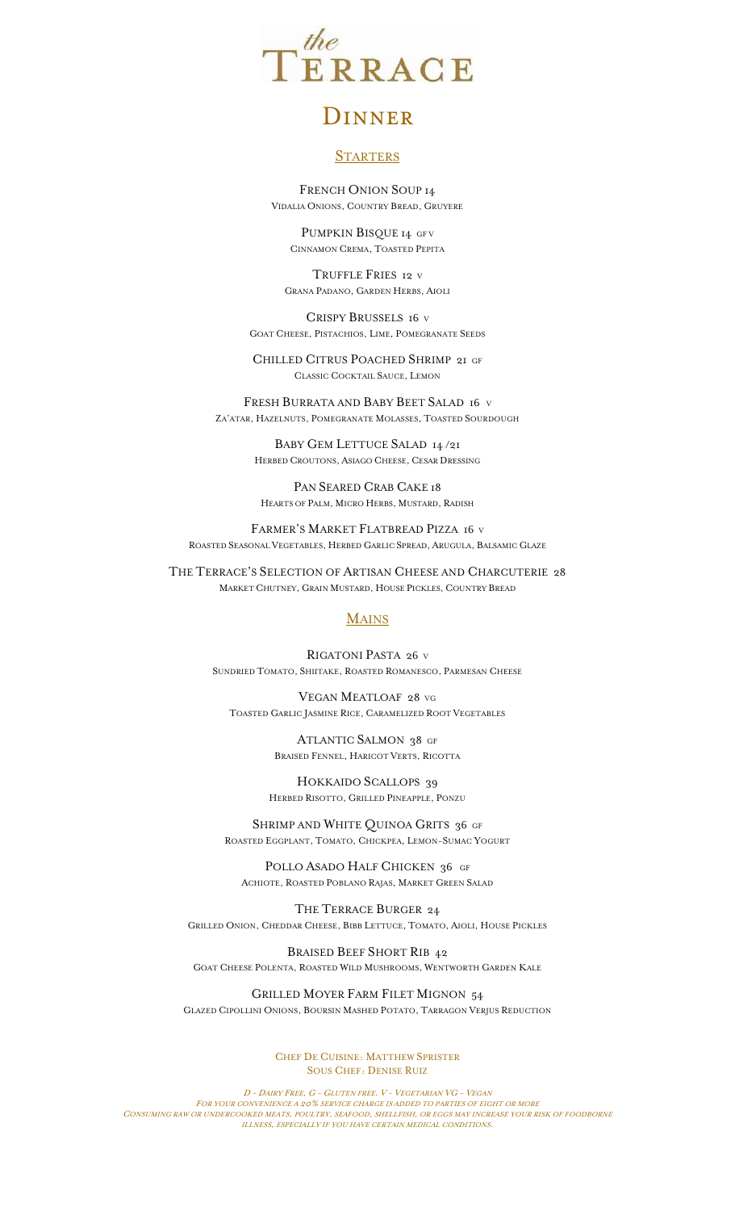# *the* TERRACE

## DINNER

### STARTERS

FRENCH ONION SOUP 14
VIDALIA ONIONS, COUNTRY BREAD, GRUYERE

PUMPKIN BISQUE 14 GF V
CINNAMON CREMA, TOASTED PEPITA

TRUFFLE FRIES 12 V
GRANA PADANO, GARDEN HERBS, AIOLI

CRISPY BRUSSELS 16 V
GOAT CHEESE, PISTACHIOS, LIME, POMEGRANATE SEEDS

CHILLED CITRUS POACHED SHRIMP 21 GF
CLASSIC COCKTAIL SAUCE, LEMON

FRESH BURRATA AND BABY BEET SALAD 16 V
ZA'ATAR, HAZELNUTS, POMEGRANATE MOLASSES, TOASTED SOURDOUGH

BABY GEM LETTUCE SALAD 14/21
HERBED CROUTONS, ASIAGO CHEESE, CESAR DRESSING

PAN SEARED CRAB CAKE 18
HEARTS OF PALM, MICRO HERBS, MUSTARD, RADISH

FARMER'S MARKET FLATBREAD PIZZA 16 V
ROASTED SEASONAL VEGETABLES, HERBED GARLIC SPREAD, ARUGULA, BALSAMIC GLAZE

THE TERRACE'S SELECTION OF ARTISAN CHEESE AND CHARCUTERIE 28
MARKET CHUTNEY, GRAIN MUSTARD, HOUSE PICKLES, COUNTRY BREAD

### MAINS

RIGATONI PASTA 26 V
SUNDRIED TOMATO, SHIITAKE, ROASTED ROMANESCO, PARMESAN CHEESE

VEGAN MEATLOAF 28 VG
TOASTED GARLIC JASMINE RICE, CARAMELIZED ROOT VEGETABLES

ATLANTIC SALMON 38 GF
BRAISED FENNEL, HARICOT VERTS, RICOTTA

HOKKAIDO SCALLOPS 39
HERBED RISOTTO, GRILLED PINEAPPLE, PONZU

SHRIMP AND WHITE QUINOA GRITS 36 GF
ROASTED EGGPLANT, TOMATO, CHICKPEA, LEMON-SUMAC YOGURT

POLLO ASADO HALF CHICKEN 36 GF
ACHIOTE, ROASTED POBLANO RAJAS, MARKET GREEN SALAD

THE TERRACE BURGER 24
GRILLED ONION, CHEDDAR CHEESE, BIBB LETTUCE, TOMATO, AIOLI, HOUSE PICKLES

BRAISED BEEF SHORT RIB 42
GOAT CHEESE POLENTA, ROASTED WILD MUSHROOMS, WENTWORTH GARDEN KALE

GRILLED MOYER FARM FILET MIGNON 54
GLAZED CIPOLLINI ONIONS, BOURSIN MASHED POTATO, TARRAGON VERJUS REDUCTION

CHEF DE CUISINE: MATTHEW SPRISTER
SOUS CHEF: DENISE RUIZ

*D - DAIRY FREE, G - GLUTEN FREE, V - VEGETARIAN VG - VEGAN*
*FOR YOUR CONVENIENCE A 20% SERVICE CHARGE IS ADDED TO PARTIES OF EIGHT OR MORE*
*CONSUMING RAW OR UNDERCOOKED MEATS, POULTRY, SEAFOOD, SHELLFISH, OR EGGS MAY INCREASE YOUR RISK OF FOODBORNE ILLNESS, ESPECIALLY IF YOU HAVE CERTAIN MEDICAL CONDITIONS.*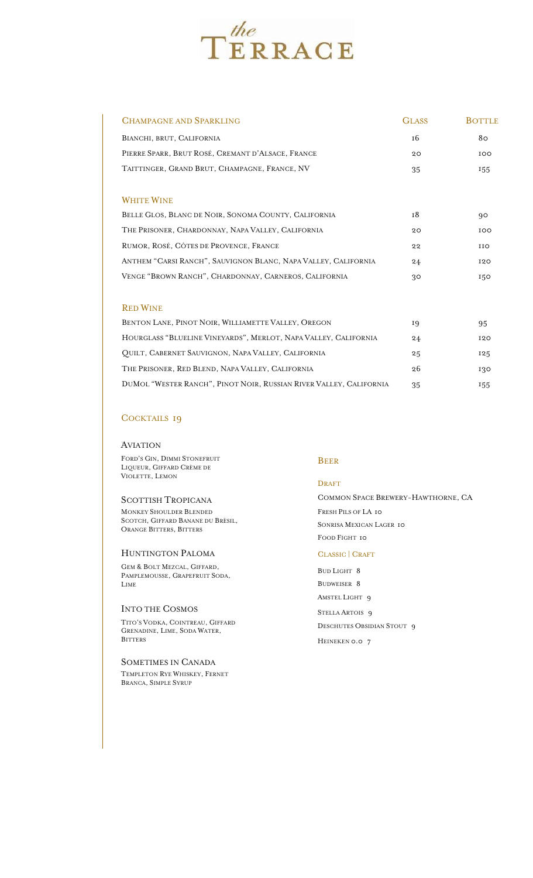# *the* TERRACE

| Champagne and Sparkling | Glass | Bottle |
| --- | --- | --- |
| Bianchi, Brut, California | 16 | 80 |
| Pierre Sparr, Brut Rosé, Cremant d'Alsace, France | 20 | 100 |
| Taittinger, Grand Brut, Champagne, France, NV | 35 | 155 |

## White Wine

| | | |
| --- | --- | --- |
| Belle Glos, Blanc de Noir, Sonoma County, California | 18 | 90 |
| The Prisoner, Chardonnay, Napa Valley, California | 20 | 100 |
| Rumor, Rosé, Côtes de Provence, France | 22 | 110 |
| Anthem "Carsi Ranch", Sauvignon Blanc, Napa Valley, California | 24 | 120 |
| Venge "Brown Ranch", Chardonnay, Carneros, California | 30 | 150 |

## Red Wine

| | | |
| --- | --- | --- |
| Benton Lane, Pinot Noir, Williamette Valley, Oregon | 19 | 95 |
| Hourglass "Blueline Vineyards", Merlot, Napa Valley, California | 24 | 120 |
| Quilt, Cabernet Sauvignon, Napa Valley, California | 25 | 125 |
| The Prisoner, Red Blend, Napa Valley, California | 26 | 130 |
| DuMol "Wester Ranch", Pinot Noir, Russian River Valley, California | 35 | 155 |

## Cocktails 19

### Aviation
Ford's Gin, Dimmi Stonefruit Liqueur, Giffard Crème de Violette, Lemon

### Scottish Tropicana
Monkey Shoulder Blended Scotch, Giffard Banane du Brèsil, Orange Bitters, Bitters

### Huntington Paloma
Gem & Bolt Mezcal, Giffard, Pamplemousse, Grapefruit Soda, Lime

### Into the Cosmos
Tito's Vodka, Cointreau, Giffard Grenadine, Lime, Soda Water, Bitters

### Sometimes in Canada
Templeton Rye Whiskey, Fernet Branca, Simple Syrup

## Beer

### Draft

Common Space Brewery-Hawthorne, CA

- Fresh Pils of LA 10
- Sonrisa Mexican Lager 10
- Food Fight 10

### Classic | Craft

- Bud Light 8
- Budweiser 8
- Amstel Light 9
- Stella Artois 9
- Deschutes Obsidian Stout 9
- Heineken 0.0 7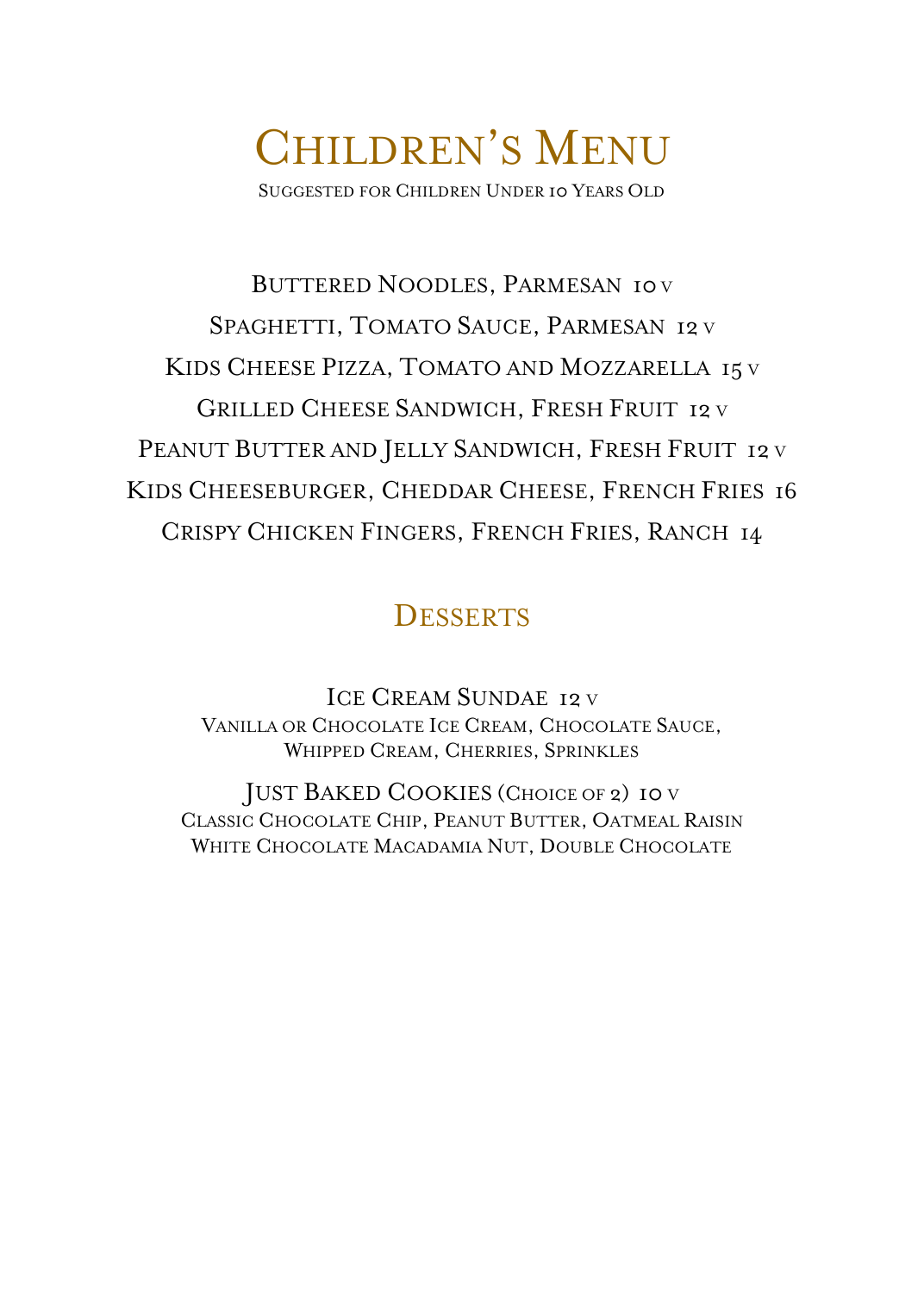# Children's Menu

Suggested for Children Under 10 Years Old

Buttered Noodles, Parmesan 10 v

Spaghetti, Tomato Sauce, Parmesan 12 v

Kids Cheese Pizza, Tomato and Mozzarella 15 v

Grilled Cheese Sandwich, Fresh Fruit 12 v

Peanut Butter and Jelly Sandwich, Fresh Fruit 12 v

Kids Cheeseburger, Cheddar Cheese, French Fries 16

Crispy Chicken Fingers, French Fries, Ranch 14

## Desserts

Ice Cream Sundae 12 v

Vanilla or Chocolate Ice Cream, Chocolate Sauce,
Whipped Cream, Cherries, Sprinkles

Just Baked Cookies (Choice of 2) 10 v

Classic Chocolate Chip, Peanut Butter, Oatmeal Raisin
White Chocolate Macadamia Nut, Double Chocolate